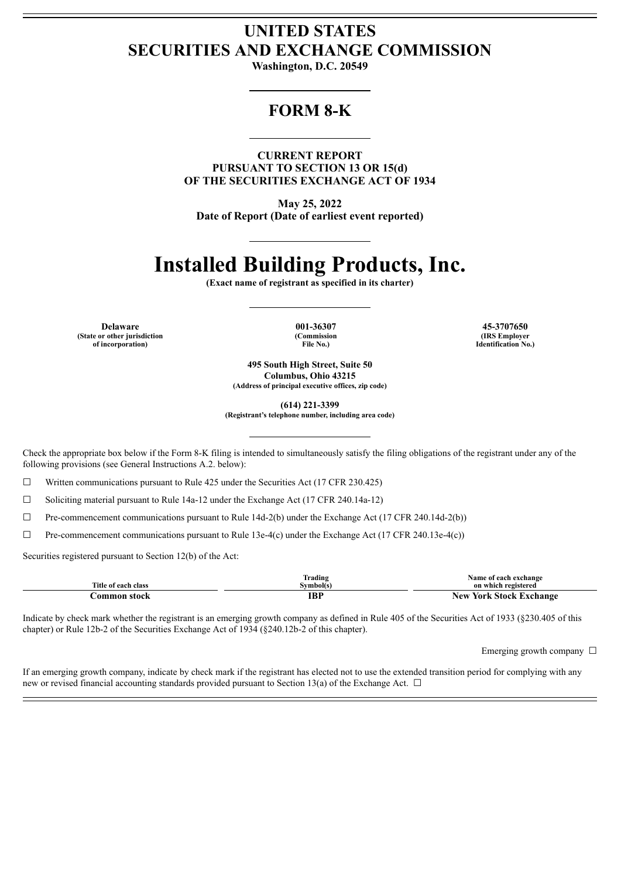# UNITED STATES
# SECURITIES AND EXCHANGE COMMISSION

**Washington, D.C. 20549**

## FORM 8-K

**CURRENT REPORT**
**PURSUANT TO SECTION 13 OR 15(d)**
**OF THE SECURITIES EXCHANGE ACT OF 1934**

**May 25, 2022**
**Date of Report (Date of earliest event reported)**

# Installed Building Products, Inc.

**(Exact name of registrant as specified in its charter)**

| **Delaware** | **001-36307** | **45-3707650** |
|---|---|---|
| **(State or other jurisdiction of incorporation)** | **(Commission File No.)** | **(IRS Employer Identification No.)** |

**495 South High Street, Suite 50**
**Columbus, Ohio 43215**
**(Address of principal executive offices, zip code)**

**(614) 221-3399**
**(Registrant's telephone number, including area code)**

Check the appropriate box below if the Form 8-K filing is intended to simultaneously satisfy the filing obligations of the registrant under any of the following provisions (see General Instructions A.2. below):

☐ Written communications pursuant to Rule 425 under the Securities Act (17 CFR 230.425)

☐ Soliciting material pursuant to Rule 14a-12 under the Exchange Act (17 CFR 240.14a-12)

☐ Pre-commencement communications pursuant to Rule 14d-2(b) under the Exchange Act (17 CFR 240.14d-2(b))

☐ Pre-commencement communications pursuant to Rule 13e-4(c) under the Exchange Act (17 CFR 240.13e-4(c))

Securities registered pursuant to Section 12(b) of the Act:

| Title of each class | Trading Symbol(s) | Name of each exchange on which registered |
|---|---|---|
| **Common stock** | **IBP** | **New York Stock Exchange** |

Indicate by check mark whether the registrant is an emerging growth company as defined in Rule 405 of the Securities Act of 1933 (§230.405 of this chapter) or Rule 12b-2 of the Securities Exchange Act of 1934 (§240.12b-2 of this chapter).

Emerging growth company ☐

If an emerging growth company, indicate by check mark if the registrant has elected not to use the extended transition period for complying with any new or revised financial accounting standards provided pursuant to Section 13(a) of the Exchange Act. ☐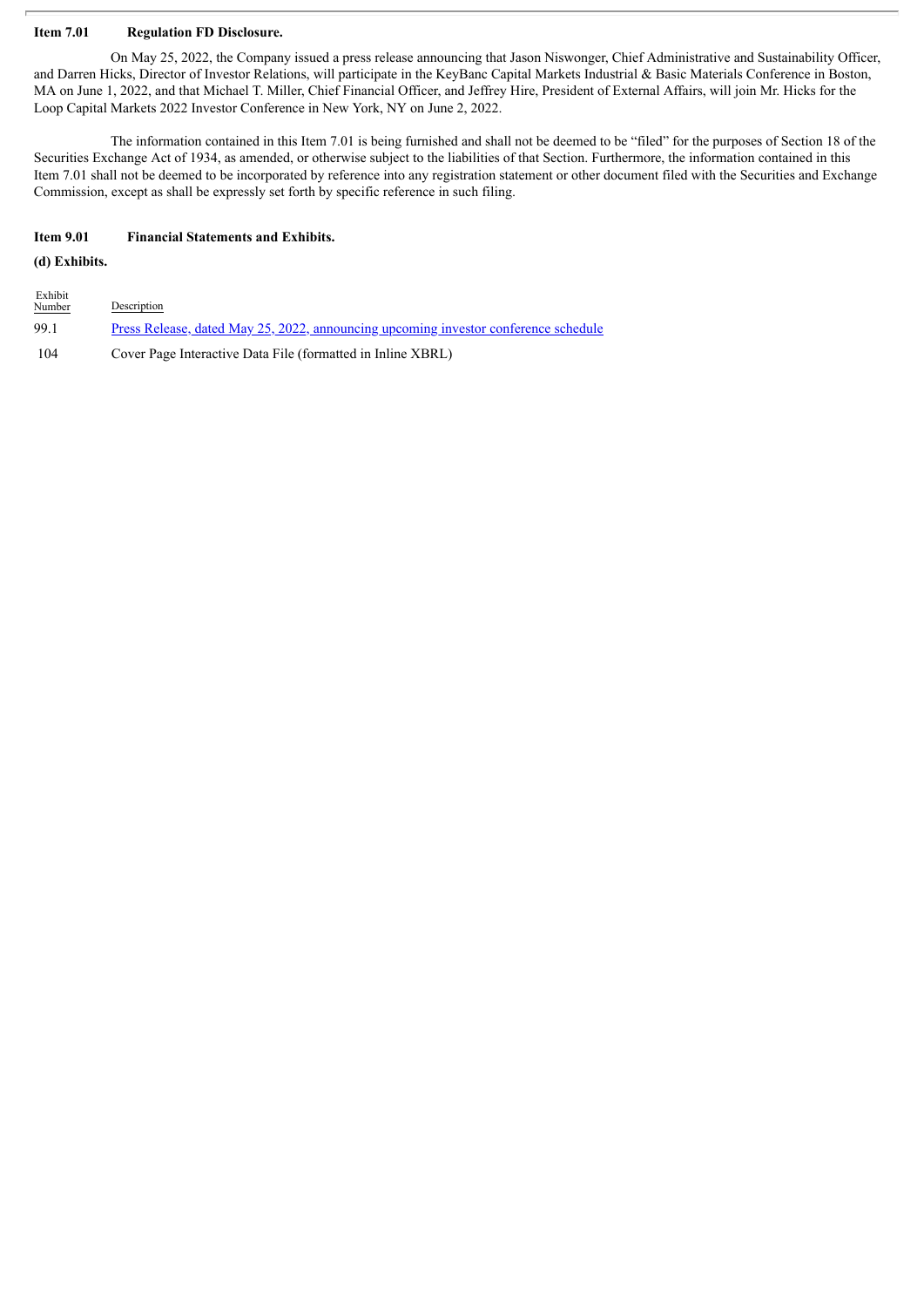**Item 7.01 Regulation FD Disclosure.**

On May 25, 2022, the Company issued a press release announcing that Jason Niswonger, Chief Administrative and Sustainability Officer, and Darren Hicks, Director of Investor Relations, will participate in the KeyBanc Capital Markets Industrial & Basic Materials Conference in Boston, MA on June 1, 2022, and that Michael T. Miller, Chief Financial Officer, and Jeffrey Hire, President of External Affairs, will join Mr. Hicks for the Loop Capital Markets 2022 Investor Conference in New York, NY on June 2, 2022.

The information contained in this Item 7.01 is being furnished and shall not be deemed to be "filed" for the purposes of Section 18 of the Securities Exchange Act of 1934, as amended, or otherwise subject to the liabilities of that Section. Furthermore, the information contained in this Item 7.01 shall not be deemed to be incorporated by reference into any registration statement or other document filed with the Securities and Exchange Commission, except as shall be expressly set forth by specific reference in such filing.

**Item 9.01 Financial Statements and Exhibits.**

**(d) Exhibits.**

| Exhibit Number | Description |
|---|---|
| 99.1 | Press Release, dated May 25, 2022, announcing upcoming investor conference schedule |
| 104 | Cover Page Interactive Data File (formatted in Inline XBRL) |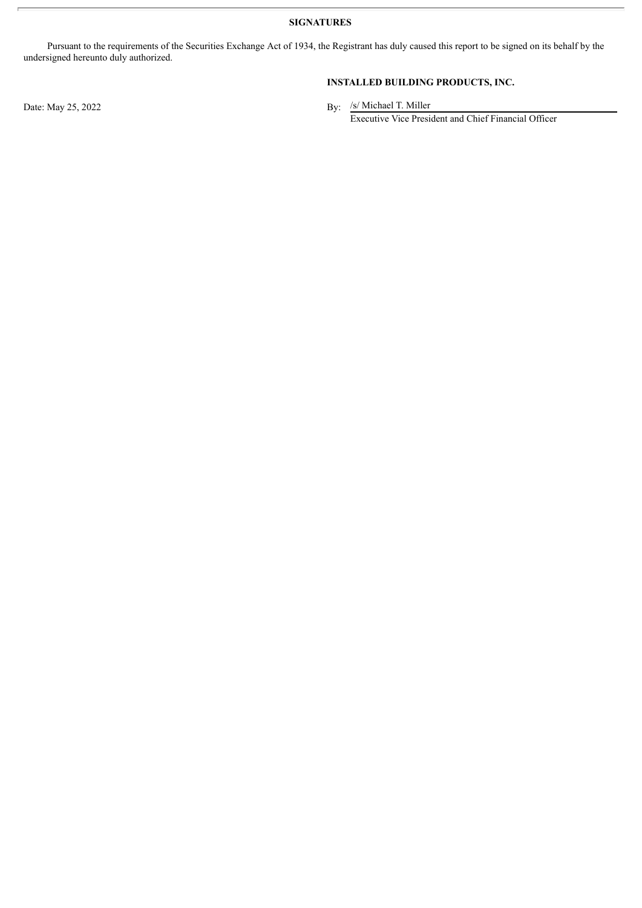**SIGNATURES**

Pursuant to the requirements of the Securities Exchange Act of 1934, the Registrant has duly caused this report to be signed on its behalf by the undersigned hereunto duly authorized.

**INSTALLED BUILDING PRODUCTS, INC.**

Date: May 25, 2022

By: /s/ Michael T. Miller
Executive Vice President and Chief Financial Officer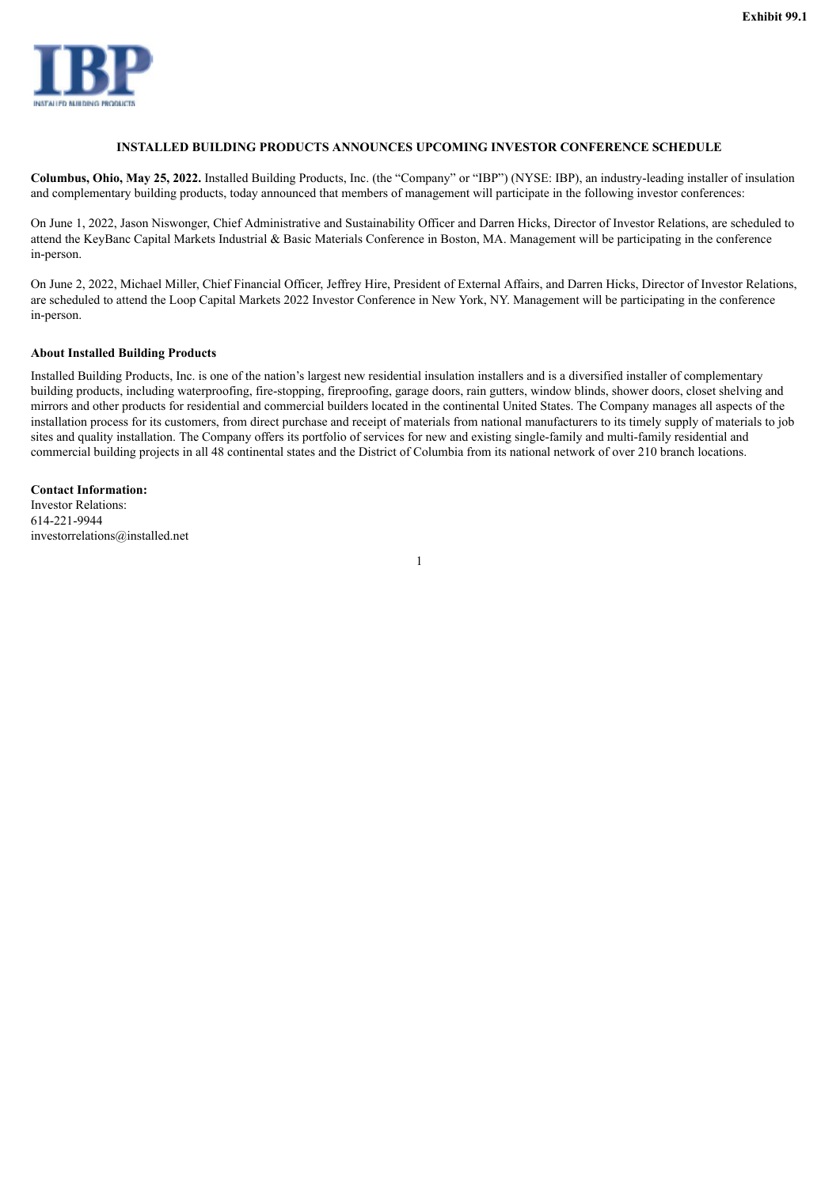Exhibit 99.1

IBP
INSTALLED BUILDING PRODUCTS

# INSTALLED BUILDING PRODUCTS ANNOUNCES UPCOMING INVESTOR CONFERENCE SCHEDULE

**Columbus, Ohio, May 25, 2022.** Installed Building Products, Inc. (the "Company" or "IBP") (NYSE: IBP), an industry-leading installer of insulation and complementary building products, today announced that members of management will participate in the following investor conferences:

On June 1, 2022, Jason Niswonger, Chief Administrative and Sustainability Officer and Darren Hicks, Director of Investor Relations, are scheduled to attend the KeyBanc Capital Markets Industrial & Basic Materials Conference in Boston, MA. Management will be participating in the conference in-person.

On June 2, 2022, Michael Miller, Chief Financial Officer, Jeffrey Hire, President of External Affairs, and Darren Hicks, Director of Investor Relations, are scheduled to attend the Loop Capital Markets 2022 Investor Conference in New York, NY. Management will be participating in the conference in-person.

**About Installed Building Products**

Installed Building Products, Inc. is one of the nation's largest new residential insulation installers and is a diversified installer of complementary building products, including waterproofing, fire-stopping, fireproofing, garage doors, rain gutters, window blinds, shower doors, closet shelving and mirrors and other products for residential and commercial builders located in the continental United States. The Company manages all aspects of the installation process for its customers, from direct purchase and receipt of materials from national manufacturers to its timely supply of materials to job sites and quality installation. The Company offers its portfolio of services for new and existing single-family and multi-family residential and commercial building projects in all 48 continental states and the District of Columbia from its national network of over 210 branch locations.

**Contact Information:**
Investor Relations:
614-221-9944
investorrelations@installed.net